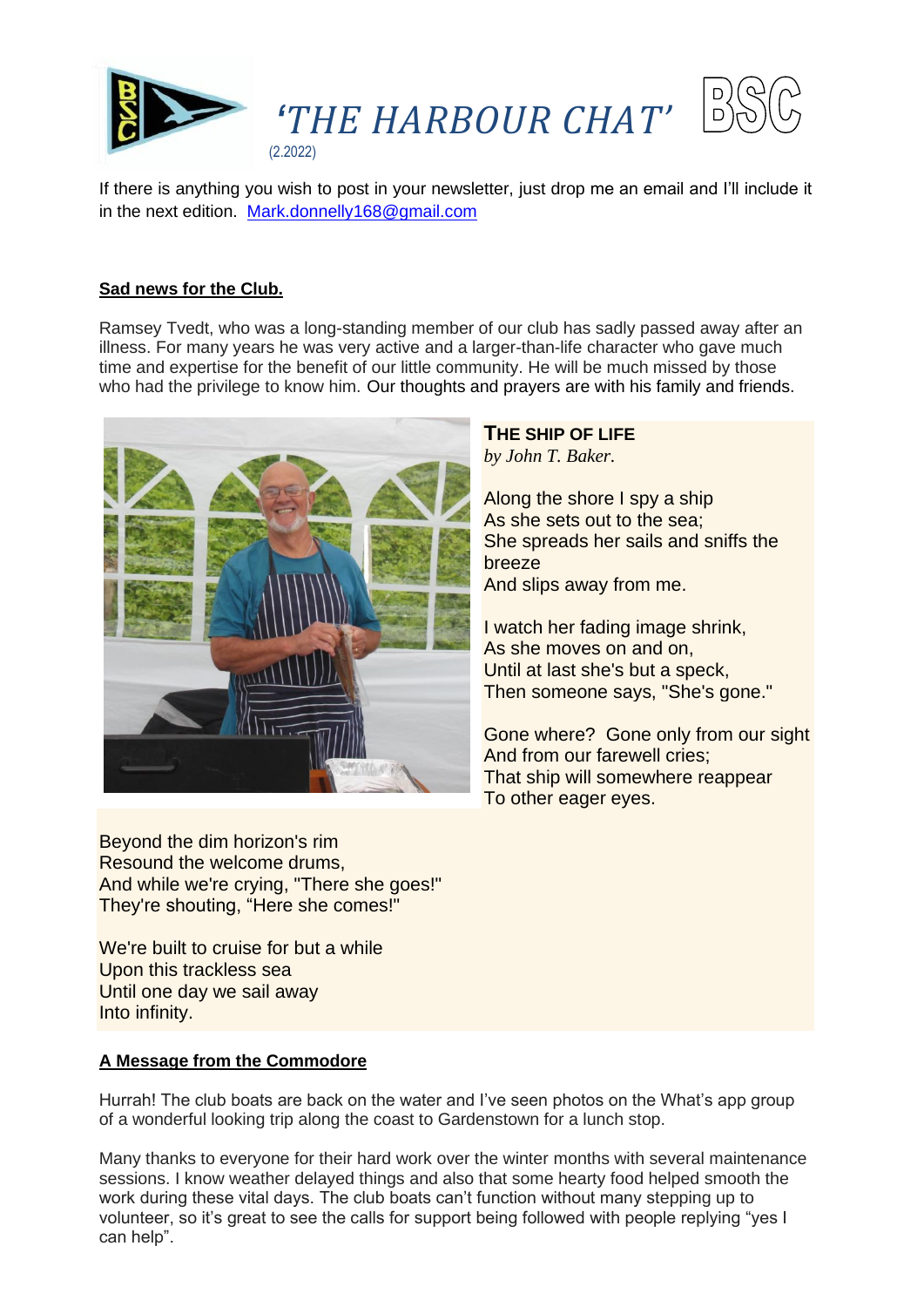# *'THE HARBOUR CHAT'* BSC

(2.2022)

If there is anything you wish to post in your newsletter, just drop me an email and I'll include it in the next edition. [Mark.donnelly168@gmail.com](mailto:Mark.donnelly168@gmail.com)

## Sad news for the Club.

Ramsey Tvedt, who was a long-standing member of our club has sadly passed away after an illness. For many years he was very active and a larger-than-life character who gave much time and expertise for the benefit of our little community. He will be much missed by those who had the privilege to know him. Our thoughts and prayers are with his family and friends.

**THE SHIP OF LIFE**
*by John T. Baker.*

Along the shore I spy a ship
As she sets out to the sea;
She spreads her sails and sniffs the breeze
And slips away from me.

I watch her fading image shrink,
As she moves on and on,
Until at last she's but a speck,
Then someone says, "She's gone."

Gone where? Gone only from our sight
And from our farewell cries;
That ship will somewhere reappear
To other eager eyes.

Beyond the dim horizon's rim
Resound the welcome drums,
And while we're crying, "There she goes!"
They're shouting, "Here she comes!"

We're built to cruise for but a while
Upon this trackless sea
Until one day we sail away
Into infinity.

## A Message from the Commodore

Hurrah! The club boats are back on the water and I've seen photos on the What's app group of a wonderful looking trip along the coast to Gardenstown for a lunch stop.

Many thanks to everyone for their hard work over the winter months with several maintenance sessions. I know weather delayed things and also that some hearty food helped smooth the work during these vital days. The club boats can't function without many stepping up to volunteer, so it's great to see the calls for support being followed with people replying "yes I can help".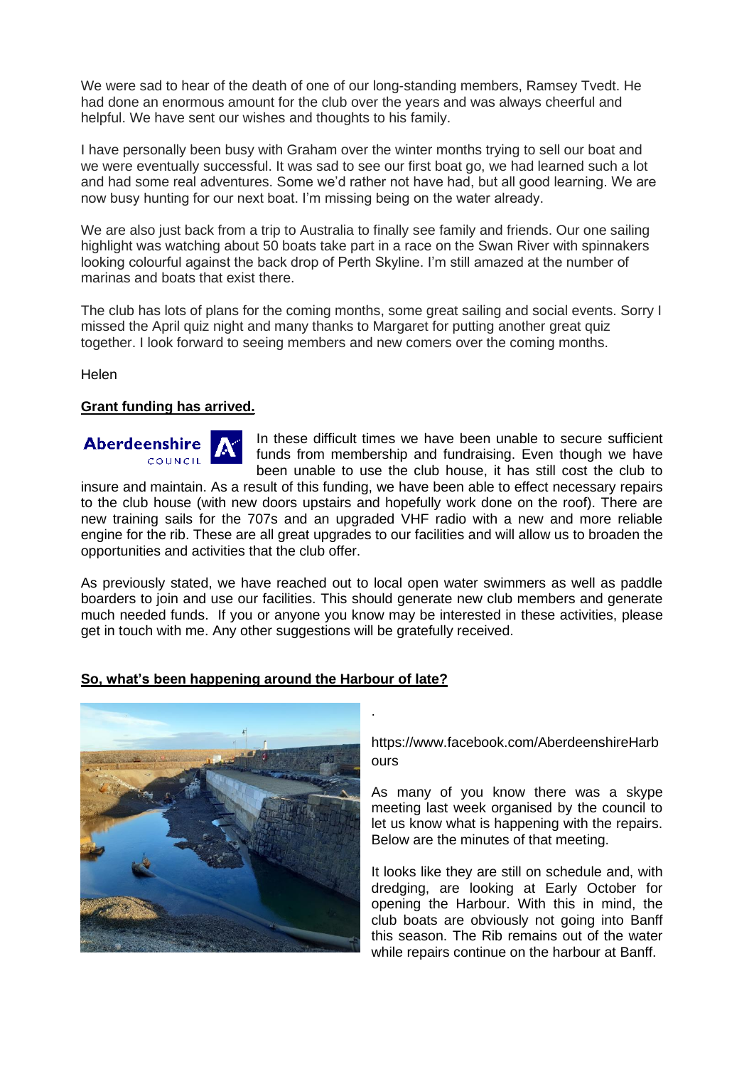We were sad to hear of the death of one of our long-standing members, Ramsey Tvedt. He had done an enormous amount for the club over the years and was always cheerful and helpful. We have sent our wishes and thoughts to his family.

I have personally been busy with Graham over the winter months trying to sell our boat and we were eventually successful. It was sad to see our first boat go, we had learned such a lot and had some real adventures. Some we'd rather not have had, but all good learning. We are now busy hunting for our next boat. I'm missing being on the water already.

We are also just back from a trip to Australia to finally see family and friends. Our one sailing highlight was watching about 50 boats take part in a race on the Swan River with spinnakers looking colourful against the back drop of Perth Skyline. I'm still amazed at the number of marinas and boats that exist there.

The club has lots of plans for the coming months, some great sailing and social events. Sorry I missed the April quiz night and many thanks to Margaret for putting another great quiz together. I look forward to seeing members and new comers over the coming months.

Helen

**Grant funding has arrived.**

Aberdeenshire COUNCIL

In these difficult times we have been unable to secure sufficient funds from membership and fundraising. Even though we have been unable to use the club house, it has still cost the club to insure and maintain. As a result of this funding, we have been able to effect necessary repairs to the club house (with new doors upstairs and hopefully work done on the roof). There are new training sails for the 707s and an upgraded VHF radio with a new and more reliable engine for the rib. These are all great upgrades to our facilities and will allow us to broaden the opportunities and activities that the club offer.

As previously stated, we have reached out to local open water swimmers as well as paddle boarders to join and use our facilities. This should generate new club members and generate much needed funds. If you or anyone you know may be interested in these activities, please get in touch with me. Any other suggestions will be gratefully received.

**So, what's been happening around the Harbour of late?**

https://www.facebook.com/AberdeenshireHarbours

As many of you know there was a skype meeting last week organised by the council to let us know what is happening with the repairs. Below are the minutes of that meeting.

It looks like they are still on schedule and, with dredging, are looking at Early October for opening the Harbour. With this in mind, the club boats are obviously not going into Banff this season. The Rib remains out of the water while repairs continue on the harbour at Banff.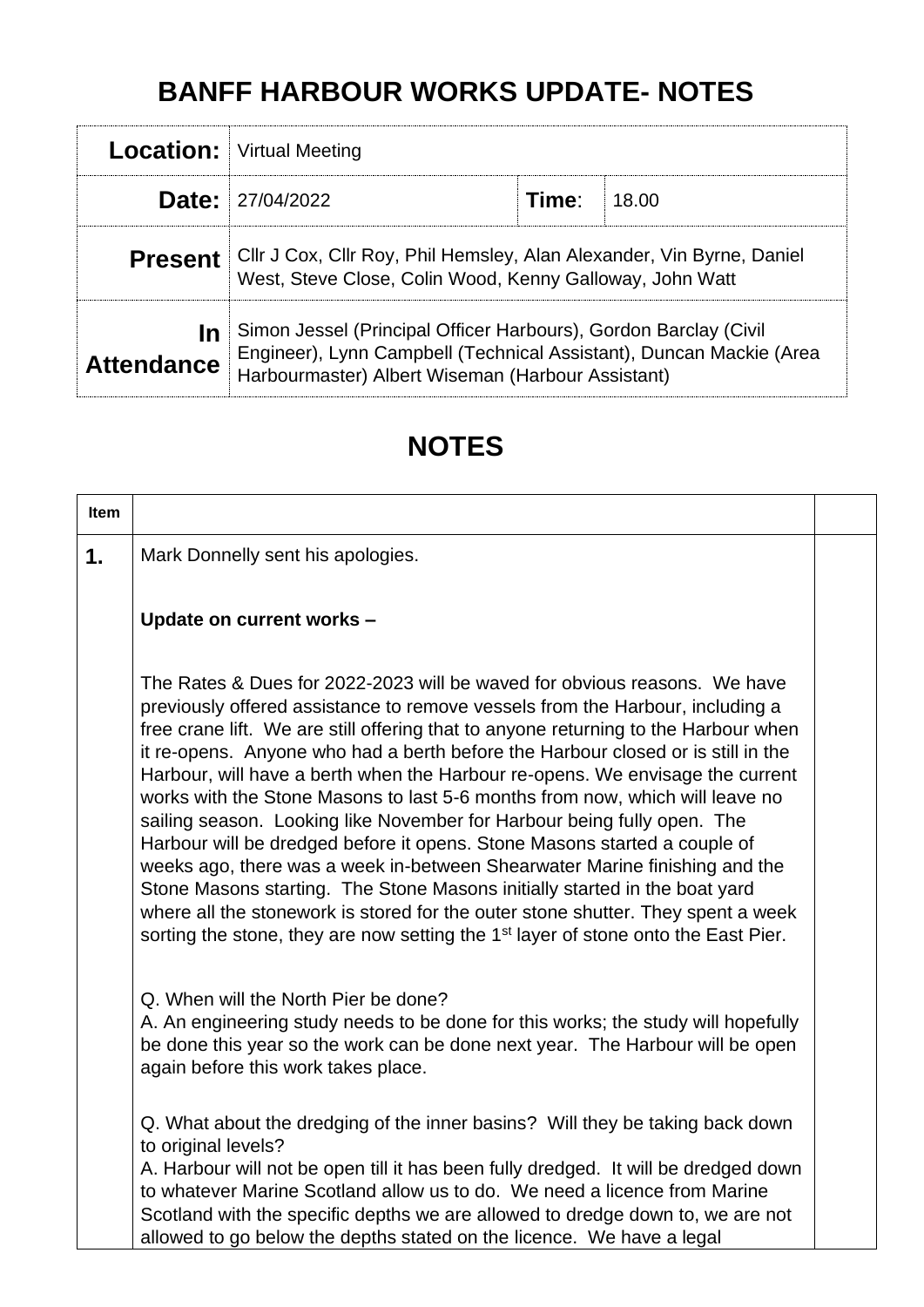# BANFF HARBOUR WORKS UPDATE- NOTES

| | | | |
|---|---|---|---|
| **Location:** | Virtual Meeting | | |
| **Date:** | 27/04/2022 | **Time**: | 18.00 |
| **Present** | Cllr J Cox, Cllr Roy, Phil Hemsley, Alan Alexander, Vin Byrne, Daniel West, Steve Close, Colin Wood, Kenny Galloway, John Watt | | |
| **In Attendance** | Simon Jessel (Principal Officer Harbours), Gordon Barclay (Civil Engineer), Lynn Campbell (Technical Assistant), Duncan Mackie (Area Harbourmaster) Albert Wiseman (Harbour Assistant) | | |

## NOTES

| **Item** | | |
|---|---|---|
| **1.** | Mark Donnelly sent his apologies.<br><br>**Update on current works –**<br><br>The Rates & Dues for 2022-2023 will be waved for obvious reasons. We have previously offered assistance to remove vessels from the Harbour, including a free crane lift. We are still offering that to anyone returning to the Harbour when it re-opens. Anyone who had a berth before the Harbour closed or is still in the Harbour, will have a berth when the Harbour re-opens. We envisage the current works with the Stone Masons to last 5-6 months from now, which will leave no sailing season. Looking like November for Harbour being fully open. The Harbour will be dredged before it opens. Stone Masons started a couple of weeks ago, there was a week in-between Shearwater Marine finishing and the Stone Masons starting. The Stone Masons initially started in the boat yard where all the stonework is stored for the outer stone shutter. They spent a week sorting the stone, they are now setting the 1st layer of stone onto the East Pier.<br><br>Q. When will the North Pier be done?<br>A. An engineering study needs to be done for this works; the study will hopefully be done this year so the work can be done next year. The Harbour will be open again before this work takes place.<br><br>Q. What about the dredging of the inner basins? Will they be taking back down to original levels?<br>A. Harbour will not be open till it has been fully dredged. It will be dredged down to whatever Marine Scotland allow us to do. We need a licence from Marine Scotland with the specific depths we are allowed to dredge down to, we are not allowed to go below the depths stated on the licence. We have a legal | |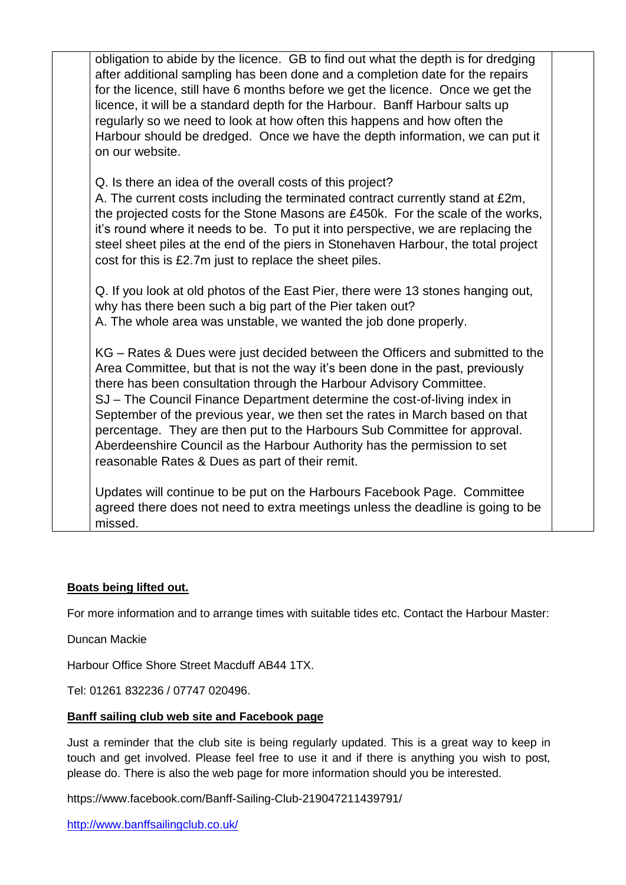| | | |
|---|---|---|
| | obligation to abide by the licence. GB to find out what the depth is for dredging after additional sampling has been done and a completion date for the repairs for the licence, still have 6 months before we get the licence. Once we get the licence, it will be a standard depth for the Harbour. Banff Harbour salts up regularly so we need to look at how often this happens and how often the Harbour should be dredged. Once we have the depth information, we can put it on our website.<br><br>Q. Is there an idea of the overall costs of this project?<br>A. The current costs including the terminated contract currently stand at £2m, the projected costs for the Stone Masons are £450k. For the scale of the works, it's round where it needs to be. To put it into perspective, we are replacing the steel sheet piles at the end of the piers in Stonehaven Harbour, the total project cost for this is £2.7m just to replace the sheet piles.<br><br>Q. If you look at old photos of the East Pier, there were 13 stones hanging out, why has there been such a big part of the Pier taken out?<br>A. The whole area was unstable, we wanted the job done properly.<br><br>KG – Rates & Dues were just decided between the Officers and submitted to the Area Committee, but that is not the way it's been done in the past, previously there has been consultation through the Harbour Advisory Committee.<br>SJ – The Council Finance Department determine the cost-of-living index in September of the previous year, we then set the rates in March based on that percentage. They are then put to the Harbours Sub Committee for approval. Aberdeenshire Council as the Harbour Authority has the permission to set reasonable Rates & Dues as part of their remit.<br><br>Updates will continue to be put on the Harbours Facebook Page. Committee agreed there does not need to extra meetings unless the deadline is going to be missed. | |

**Boats being lifted out.**

For more information and to arrange times with suitable tides etc. Contact the Harbour Master:

Duncan Mackie

Harbour Office Shore Street Macduff AB44 1TX.

Tel: 01261 832236 / 07747 020496.

**Banff sailing club web site and Facebook page**

Just a reminder that the club site is being regularly updated. This is a great way to keep in touch and get involved. Please feel free to use it and if there is anything you wish to post, please do. There is also the web page for more information should you be interested.

https://www.facebook.com/Banff-Sailing-Club-219047211439791/

http://www.banffsailingclub.co.uk/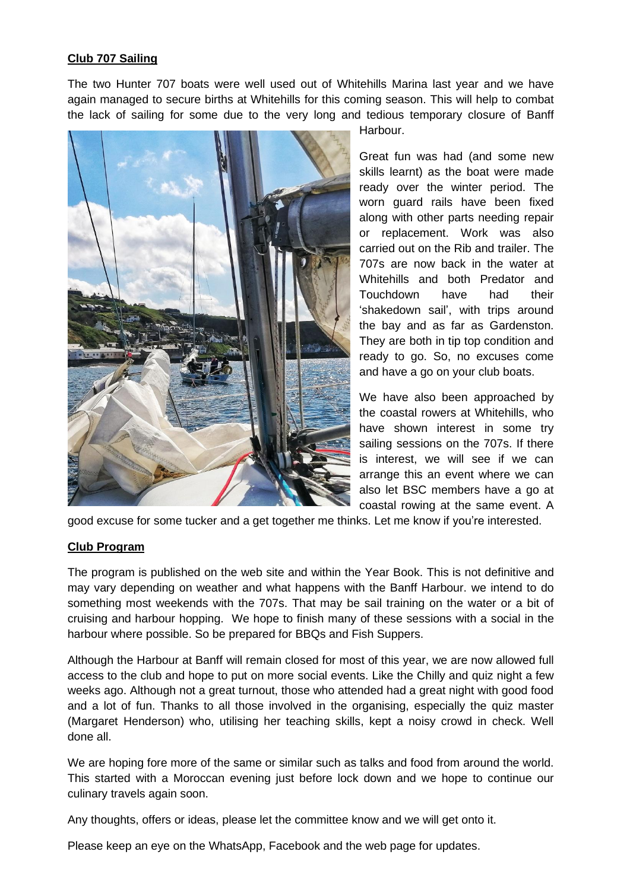**Club 707 Sailing**

The two Hunter 707 boats were well used out of Whitehills Marina last year and we have again managed to secure births at Whitehills for this coming season. This will help to combat the lack of sailing for some due to the very long and tedious temporary closure of Banff Harbour.

Great fun was had (and some new skills learnt) as the boat were made ready over the winter period. The worn guard rails have been fixed along with other parts needing repair or replacement. Work was also carried out on the Rib and trailer. The 707s are now back in the water at Whitehills and both Predator and Touchdown have had their 'shakedown sail', with trips around the bay and as far as Gardenston. They are both in tip top condition and ready to go. So, no excuses come and have a go on your club boats.

We have also been approached by the coastal rowers at Whitehills, who have shown interest in some try sailing sessions on the 707s. If there is interest, we will see if we can arrange this an event where we can also let BSC members have a go at coastal rowing at the same event. A good excuse for some tucker and a get together me thinks. Let me know if you're interested.

**Club Program**

The program is published on the web site and within the Year Book. This is not definitive and may vary depending on weather and what happens with the Banff Harbour. we intend to do something most weekends with the 707s. That may be sail training on the water or a bit of cruising and harbour hopping. We hope to finish many of these sessions with a social in the harbour where possible. So be prepared for BBQs and Fish Suppers.

Although the Harbour at Banff will remain closed for most of this year, we are now allowed full access to the club and hope to put on more social events. Like the Chilly and quiz night a few weeks ago. Although not a great turnout, those who attended had a great night with good food and a lot of fun. Thanks to all those involved in the organising, especially the quiz master (Margaret Henderson) who, utilising her teaching skills, kept a noisy crowd in check. Well done all.

We are hoping fore more of the same or similar such as talks and food from around the world. This started with a Moroccan evening just before lock down and we hope to continue our culinary travels again soon.

Any thoughts, offers or ideas, please let the committee know and we will get onto it.

Please keep an eye on the WhatsApp, Facebook and the web page for updates.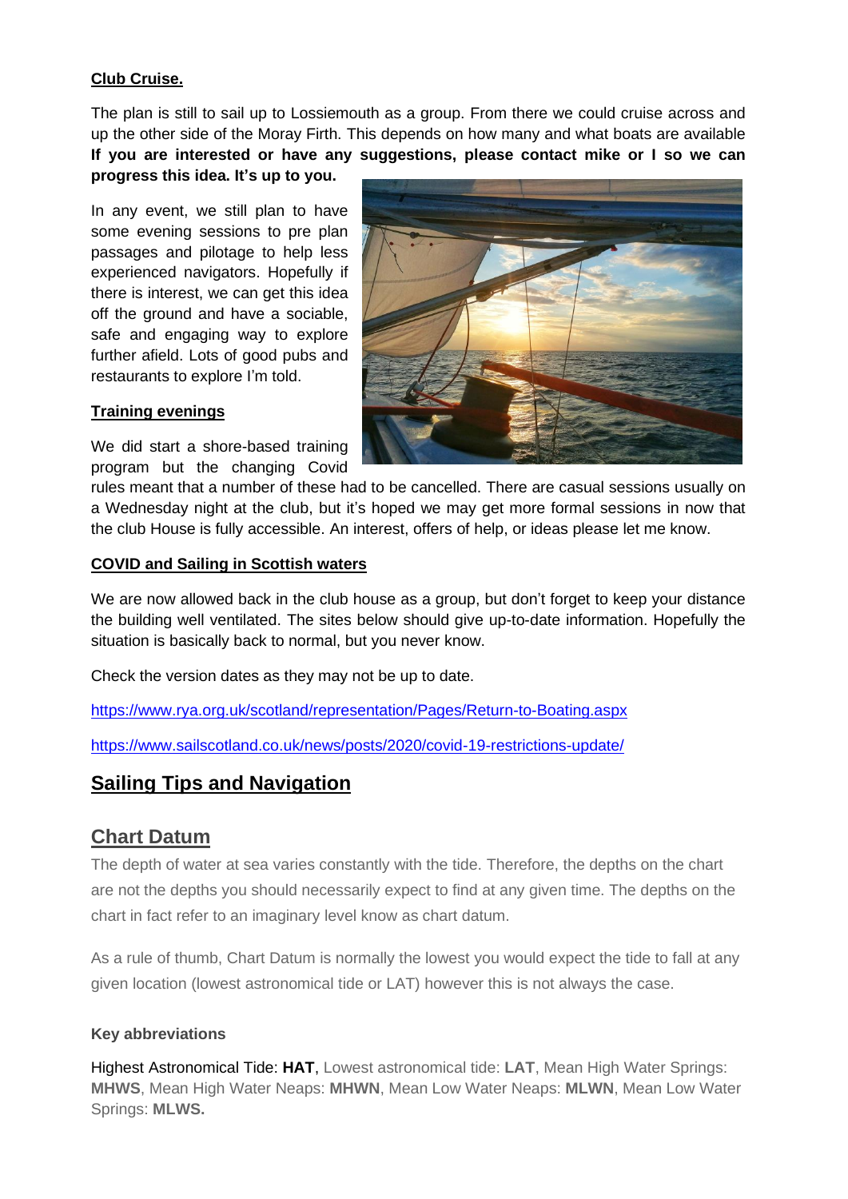**Club Cruise.**

The plan is still to sail up to Lossiemouth as a group. From there we could cruise across and up the other side of the Moray Firth. This depends on how many and what boats are available **If you are interested or have any suggestions, please contact mike or I so we can progress this idea. It's up to you.**

In any event, we still plan to have some evening sessions to pre plan passages and pilotage to help less experienced navigators. Hopefully if there is interest, we can get this idea off the ground and have a sociable, safe and engaging way to explore further afield. Lots of good pubs and restaurants to explore I'm told.

**Training evenings**

We did start a shore-based training program but the changing Covid rules meant that a number of these had to be cancelled. There are casual sessions usually on a Wednesday night at the club, but it's hoped we may get more formal sessions in now that the club House is fully accessible. An interest, offers of help, or ideas please let me know.

**COVID and Sailing in Scottish waters**

We are now allowed back in the club house as a group, but don't forget to keep your distance the building well ventilated. The sites below should give up-to-date information. Hopefully the situation is basically back to normal, but you never know.

Check the version dates as they may not be up to date.

https://www.rya.org.uk/scotland/representation/Pages/Return-to-Boating.aspx

https://www.sailscotland.co.uk/news/posts/2020/covid-19-restrictions-update/

## Sailing Tips and Navigation

## Chart Datum

The depth of water at sea varies constantly with the tide. Therefore, the depths on the chart are not the depths you should necessarily expect to find at any given time. The depths on the chart in fact refer to an imaginary level know as chart datum.

As a rule of thumb, Chart Datum is normally the lowest you would expect the tide to fall at any given location (lowest astronomical tide or LAT) however this is not always the case.

**Key abbreviations**

Highest Astronomical Tide: **HAT**, Lowest astronomical tide: **LAT**, Mean High Water Springs: **MHWS**, Mean High Water Neaps: **MHWN**, Mean Low Water Neaps: **MLWN**, Mean Low Water Springs: **MLWS.**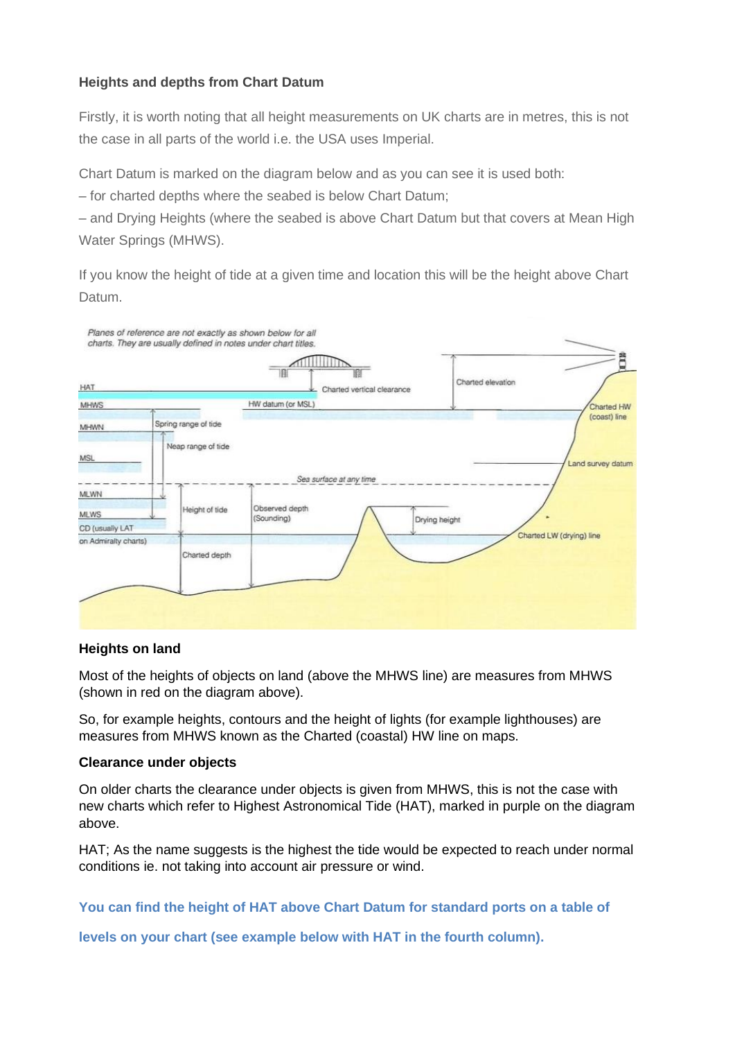**Heights and depths from Chart Datum**

Firstly, it is worth noting that all height measurements on UK charts are in metres, this is not the case in all parts of the world i.e. the USA uses Imperial.

Chart Datum is marked on the diagram below and as you can see it is used both:

– for charted depths where the seabed is below Chart Datum;

– and Drying Heights (where the seabed is above Chart Datum but that covers at Mean High Water Springs (MHWS).

If you know the height of tide at a given time and location this will be the height above Chart Datum.

*Planes of reference are not exactly as shown below for all charts. They are usually defined in notes under chart titles.*

HAT

MHWS

MHWN

MSL

MLWN

MLWS

CD (usually LAT on Admiralty charts)

Charted vertical clearance

Charted elevation

HW datum (or MSL)

Charted HW (coast) line

Spring range of tide

Neap range of tide

Land survey datum

*Sea surface at any time*

Height of tide

Observed depth (Sounding)

Drying height

Charted LW (drying) line

Charted depth

**Heights on land**

Most of the heights of objects on land (above the MHWS line) are measures from MHWS (shown in red on the diagram above).

So, for example heights, contours and the height of lights (for example lighthouses) are measures from MHWS known as the Charted (coastal) HW line on maps.

**Clearance under objects**

On older charts the clearance under objects is given from MHWS, this is not the case with new charts which refer to Highest Astronomical Tide (HAT), marked in purple on the diagram above.

HAT; As the name suggests is the highest the tide would be expected to reach under normal conditions ie. not taking into account air pressure or wind.

**You can find the height of HAT above Chart Datum for standard ports on a table of levels on your chart (see example below with HAT in the fourth column).**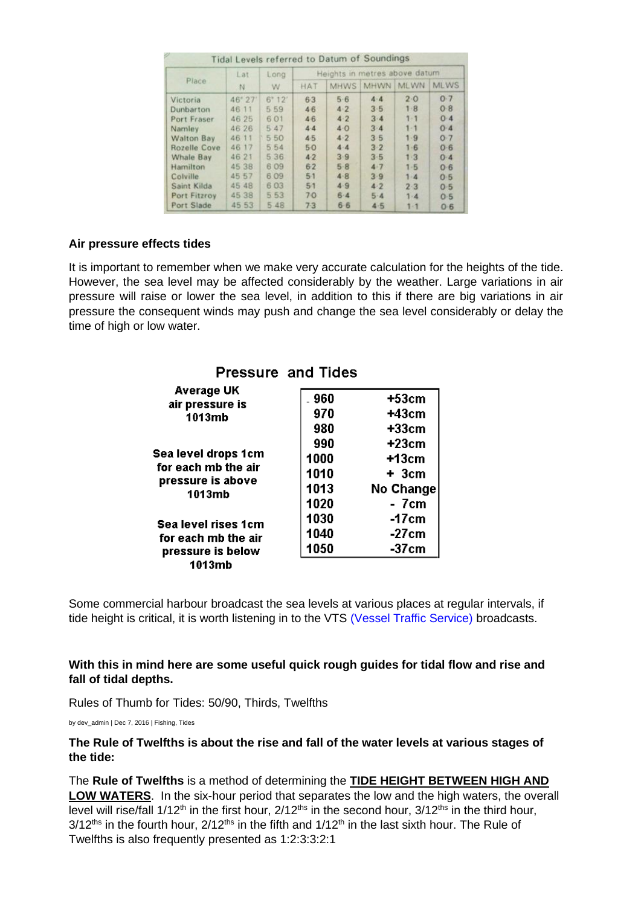Tidal Levels referred to Datum of Soundings

| Place | Lat N | Long W | Heights in metres above datum | | | | |
|---|---|---|---|---|---|---|---|
| | | | HAT | MHWS | MHWN | MLWN | MLWS |
| Victoria | 46° 27' | 6° 12' | 6·3 | 5·6 | 4·4 | 2·0 | 0·7 |
| Dunbarton | 46 11 | 5 59 | 4·6 | 4·2 | 3·5 | 1·8 | 0·8 |
| Port Fraser | 46 25 | 6 01 | 4·6 | 4·2 | 3·4 | 1·1 | 0·4 |
| Namley | 46 26 | 5 47 | 4·4 | 4·0 | 3·4 | 1·1 | 0·4 |
| Walton Bay | 46 11 | 5 50 | 4·5 | 4·2 | 3·5 | 1·9 | 0·7 |
| Rozelle Cove | 46 17 | 5 54 | 5·0 | 4·4 | 3·2 | 1·6 | 0·6 |
| Whale Bay | 46 21 | 5 36 | 4·2 | 3·9 | 3·5 | 1·3 | 0·4 |
| Hamilton | 45 38 | 6 09 | 6·2 | 5·8 | 4·7 | 1·5 | 0·6 |
| Colville | 45 57 | 6 09 | 5·1 | 4·8 | 3·9 | 1·4 | 0·5 |
| Saint Kilda | 45 48 | 6 03 | 5·1 | 4·9 | 4·2 | 2·3 | 0·5 |
| Port Fitzroy | 45 38 | 5 53 | 7·0 | 6·4 | 5·4 | 1·4 | 0·5 |
| Port Slade | 45 53 | 5 48 | 7·3 | 6·6 | 4·5 | 1·1 | 0·6 |

**Air pressure effects tides**

It is important to remember when we make very accurate calculation for the heights of the tide. However, the sea level may be affected considerably by the weather. Large variations in air pressure will raise or lower the sea level, in addition to this if there are big variations in air pressure the consequent winds may push and change the sea level considerably or delay the time of high or low water.

**Pressure and Tides**

**Average UK air pressure is 1013mb**

**Sea level drops 1cm for each mb the air pressure is above 1013mb**

**Sea level rises 1cm for each mb the air pressure is below 1013mb**

| | |
|---|---|
| 960 | +53cm |
| 970 | +43cm |
| 980 | +33cm |
| 990 | +23cm |
| 1000 | +13cm |
| 1010 | + 3cm |
| 1013 | No Change |
| 1020 | - 7cm |
| 1030 | -17cm |
| 1040 | -27cm |
| 1050 | -37cm |

Some commercial harbour broadcast the sea levels at various places at regular intervals, if tide height is critical, it is worth listening in to the VTS (Vessel Traffic Service) broadcasts.

**With this in mind here are some useful quick rough guides for tidal flow and rise and fall of tidal depths.**

Rules of Thumb for Tides: 50/90, Thirds, Twelfths

by dev_admin | Dec 7, 2016 | Fishing, Tides

**The Rule of Twelfths is about the rise and fall of the water levels at various stages of the tide:**

The **Rule of Twelfths** is a method of determining the **TIDE HEIGHT BETWEEN HIGH AND LOW WATERS**. In the six-hour period that separates the low and the high waters, the overall level will rise/fall 1/12th in the first hour, 2/12ths in the second hour, 3/12ths in the third hour, 3/12ths in the fourth hour, 2/12ths in the fifth and 1/12th in the last sixth hour. The Rule of Twelfths is also frequently presented as 1:2:3:3:2:1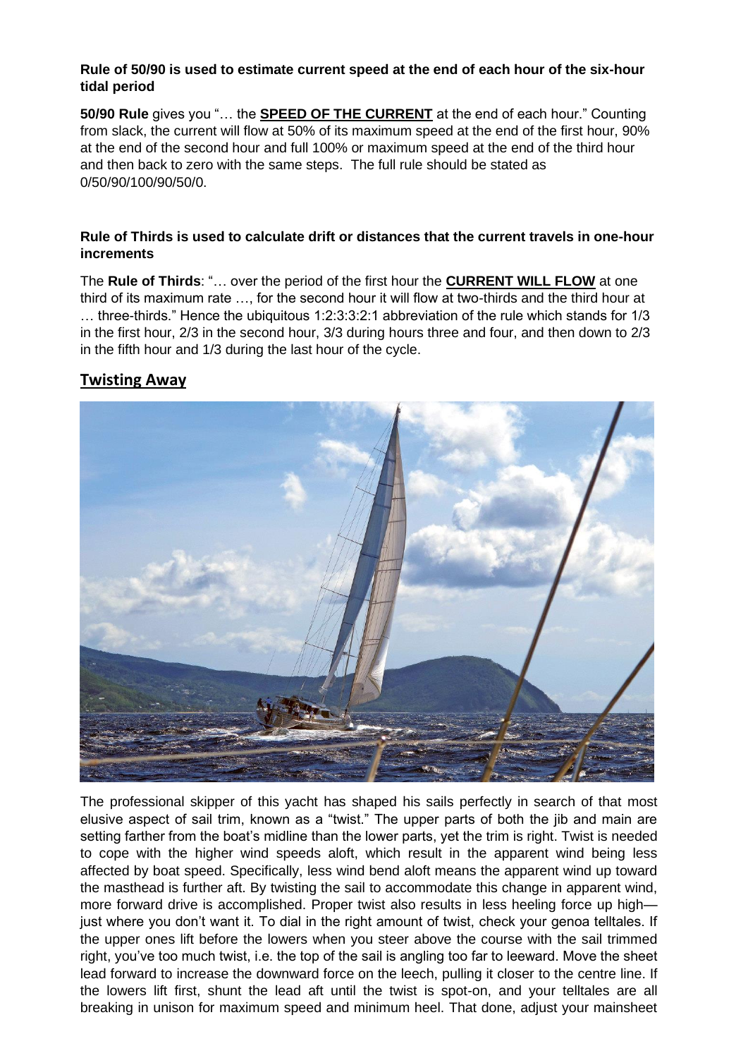**Rule of 50/90 is used to estimate current speed at the end of each hour of the six-hour tidal period**

**50/90 Rule** gives you "… the **SPEED OF THE CURRENT** at the end of each hour." Counting from slack, the current will flow at 50% of its maximum speed at the end of the first hour, 90% at the end of the second hour and full 100% or maximum speed at the end of the third hour and then back to zero with the same steps. The full rule should be stated as 0/50/90/100/90/50/0.

**Rule of Thirds is used to calculate drift or distances that the current travels in one-hour increments**

The **Rule of Thirds**: "… over the period of the first hour the **CURRENT WILL FLOW** at one third of its maximum rate …, for the second hour it will flow at two-thirds and the third hour at … three-thirds." Hence the ubiquitous 1:2:3:3:2:1 abbreviation of the rule which stands for 1/3 in the first hour, 2/3 in the second hour, 3/3 during hours three and four, and then down to 2/3 in the fifth hour and 1/3 during the last hour of the cycle.

## Twisting Away

The professional skipper of this yacht has shaped his sails perfectly in search of that most elusive aspect of sail trim, known as a "twist." The upper parts of both the jib and main are setting farther from the boat's midline than the lower parts, yet the trim is right. Twist is needed to cope with the higher wind speeds aloft, which result in the apparent wind being less affected by boat speed. Specifically, less wind bend aloft means the apparent wind up toward the masthead is further aft. By twisting the sail to accommodate this change in apparent wind, more forward drive is accomplished. Proper twist also results in less heeling force up high—just where you don't want it. To dial in the right amount of twist, check your genoa telltales. If the upper ones lift before the lowers when you steer above the course with the sail trimmed right, you've too much twist, i.e. the top of the sail is angling too far to leeward. Move the sheet lead forward to increase the downward force on the leech, pulling it closer to the centre line. If the lowers lift first, shunt the lead aft until the twist is spot-on, and your telltales are all breaking in unison for maximum speed and minimum heel. That done, adjust your mainsheet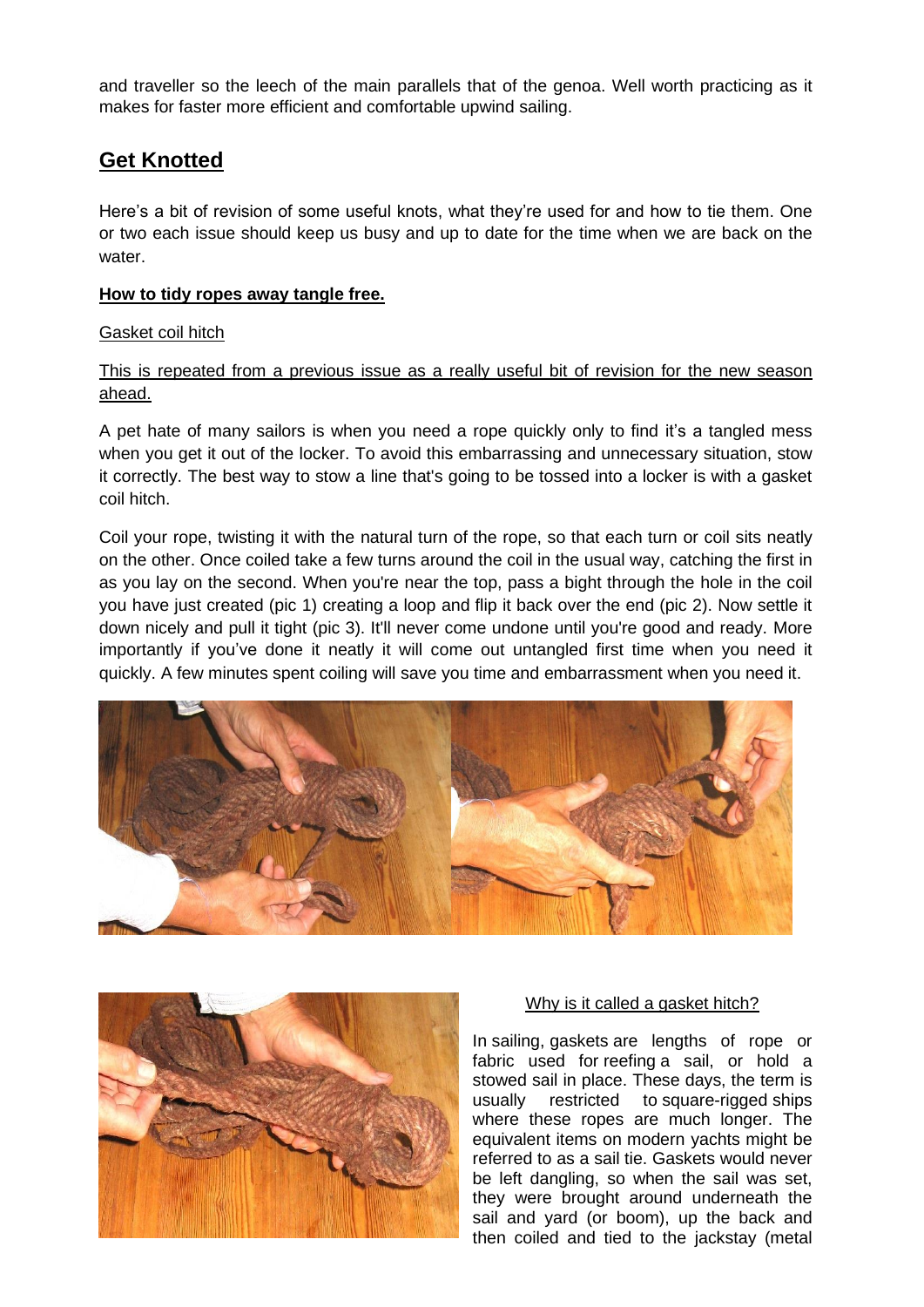and traveller so the leech of the main parallels that of the genoa. Well worth practicing as it makes for faster more efficient and comfortable upwind sailing.

## Get Knotted

Here's a bit of revision of some useful knots, what they're used for and how to tie them. One or two each issue should keep us busy and up to date for the time when we are back on the water.

### How to tidy ropes away tangle free.

Gasket coil hitch

This is repeated from a previous issue as a really useful bit of revision for the new season ahead.

A pet hate of many sailors is when you need a rope quickly only to find it's a tangled mess when you get it out of the locker. To avoid this embarrassing and unnecessary situation, stow it correctly. The best way to stow a line that's going to be tossed into a locker is with a gasket coil hitch.

Coil your rope, twisting it with the natural turn of the rope, so that each turn or coil sits neatly on the other. Once coiled take a few turns around the coil in the usual way, catching the first in as you lay on the second. When you're near the top, pass a bight through the hole in the coil you have just created (pic 1) creating a loop and flip it back over the end (pic 2). Now settle it down nicely and pull it tight (pic 3). It'll never come undone until you're good and ready. More importantly if you've done it neatly it will come out untangled first time when you need it quickly. A few minutes spent coiling will save you time and embarrassment when you need it.

Why is it called a gasket hitch?

In sailing, gaskets are lengths of rope or fabric used for reefing a sail, or hold a stowed sail in place. These days, the term is usually restricted to square-rigged ships where these ropes are much longer. The equivalent items on modern yachts might be referred to as a sail tie. Gaskets would never be left dangling, so when the sail was set, they were brought around underneath the sail and yard (or boom), up the back and then coiled and tied to the jackstay (metal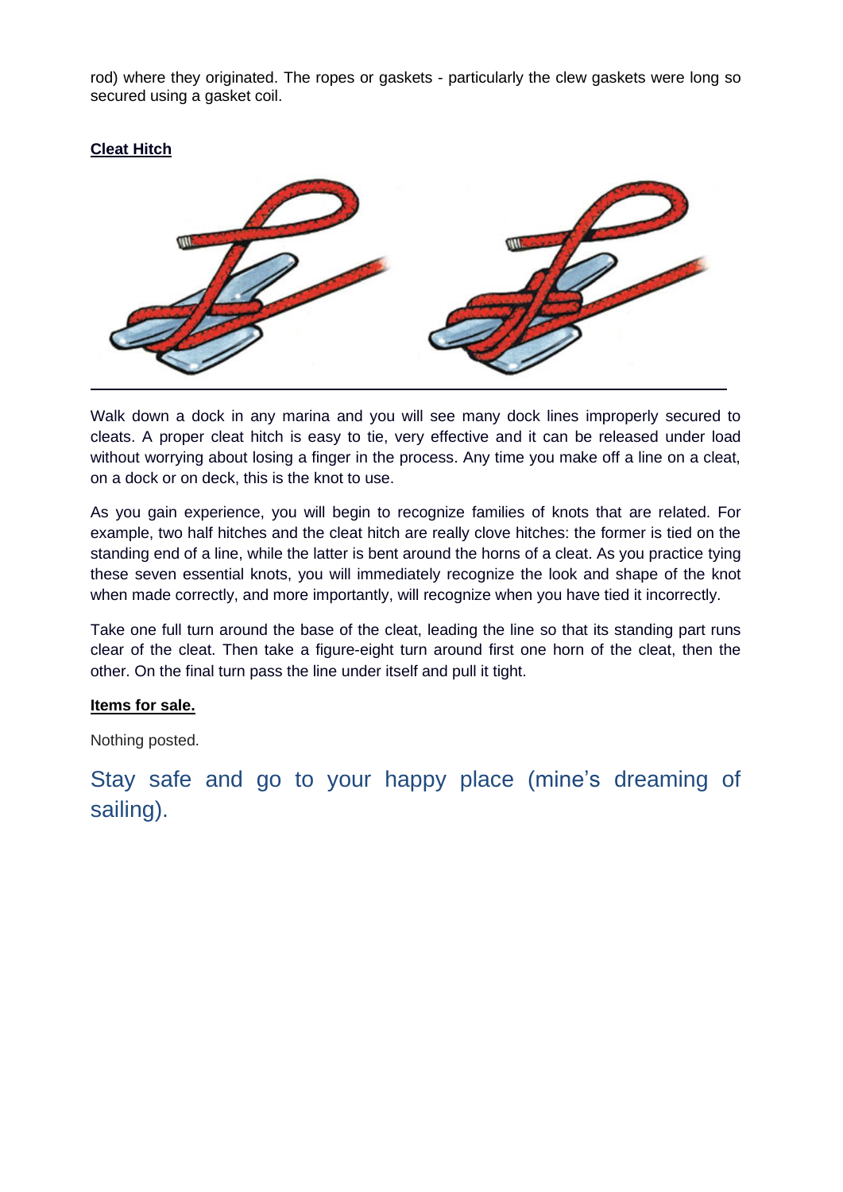rod) where they originated. The ropes or gaskets - particularly the clew gaskets were long so secured using a gasket coil.

**Cleat Hitch**

Walk down a dock in any marina and you will see many dock lines improperly secured to cleats. A proper cleat hitch is easy to tie, very effective and it can be released under load without worrying about losing a finger in the process. Any time you make off a line on a cleat, on a dock or on deck, this is the knot to use.

As you gain experience, you will begin to recognize families of knots that are related. For example, two half hitches and the cleat hitch are really clove hitches: the former is tied on the standing end of a line, while the latter is bent around the horns of a cleat. As you practice tying these seven essential knots, you will immediately recognize the look and shape of the knot when made correctly, and more importantly, will recognize when you have tied it incorrectly.

Take one full turn around the base of the cleat, leading the line so that its standing part runs clear of the cleat. Then take a figure-eight turn around first one horn of the cleat, then the other. On the final turn pass the line under itself and pull it tight.

**Items for sale.**

Nothing posted.

## Stay safe and go to your happy place (mine's dreaming of sailing).